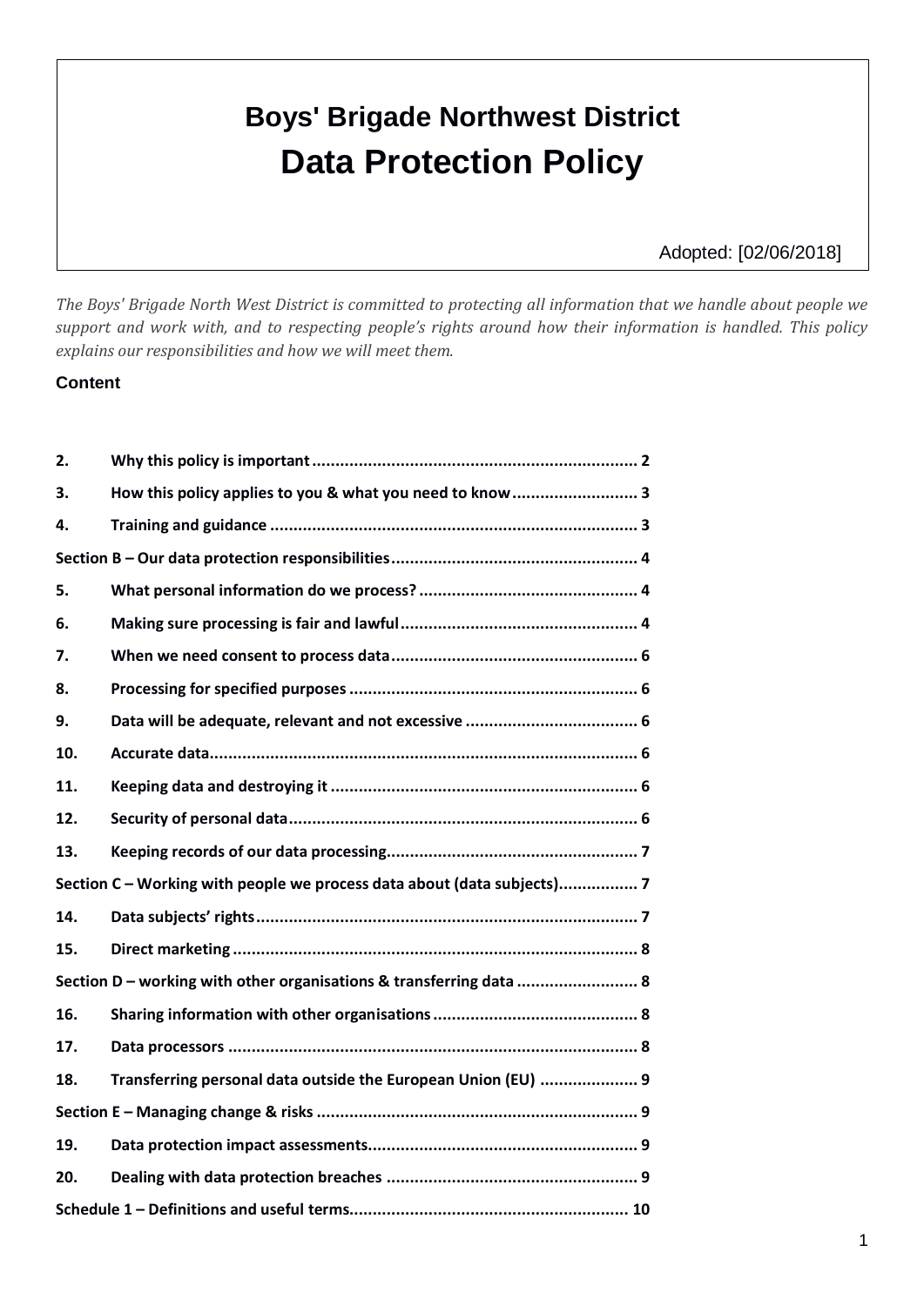# Boys' Brigade Northwest District

# Data Protection Policy

Adopted: [02/06/2018]

*The Boys' Brigade North West District is committed to protecting all information that we handle about people we support and work with, and to respecting people's rights around how their information is handled. This policy explains our responsibilities and how we will meet them.*

## Content

| | | |
|---|---|---|
| **2.** | **Why this policy is important** | **2** |
| **3.** | **How this policy applies to you & what you need to know** | **3** |
| **4.** | **Training and guidance** | **3** |
| **Section B – Our data protection responsibilities** | | **4** |
| **5.** | **What personal information do we process?** | **4** |
| **6.** | **Making sure processing is fair and lawful** | **4** |
| **7.** | **When we need consent to process data** | **6** |
| **8.** | **Processing for specified purposes** | **6** |
| **9.** | **Data will be adequate, relevant and not excessive** | **6** |
| **10.** | **Accurate data** | **6** |
| **11.** | **Keeping data and destroying it** | **6** |
| **12.** | **Security of personal data** | **6** |
| **13.** | **Keeping records of our data processing** | **7** |
| **Section C – Working with people we process data about (data subjects)** | | **7** |
| **14.** | **Data subjects' rights** | **7** |
| **15.** | **Direct marketing** | **8** |
| **Section D – working with other organisations & transferring data** | | **8** |
| **16.** | **Sharing information with other organisations** | **8** |
| **17.** | **Data processors** | **8** |
| **18.** | **Transferring personal data outside the European Union (EU)** | **9** |
| **Section E – Managing change & risks** | | **9** |
| **19.** | **Data protection impact assessments** | **9** |
| **20.** | **Dealing with data protection breaches** | **9** |
| **Schedule 1 – Definitions and useful terms** | | **10** |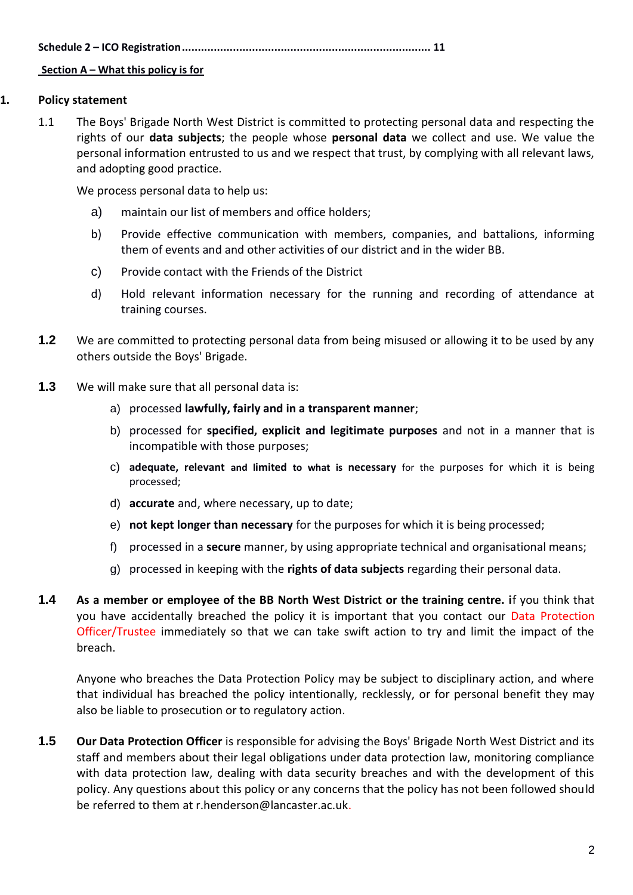**Schedule 2 – ICO Registration............................................................................ 11**

**Section A – What this policy is for**

## 1. Policy statement

1.1 The Boys' Brigade North West District is committed to protecting personal data and respecting the rights of our **data subjects**; the people whose **personal data** we collect and use. We value the personal information entrusted to us and we respect that trust, by complying with all relevant laws, and adopting good practice.

We process personal data to help us:

a) maintain our list of members and office holders;

b) Provide effective communication with members, companies, and battalions, informing them of events and and other activities of our district and in the wider BB.

c) Provide contact with the Friends of the District

d) Hold relevant information necessary for the running and recording of attendance at training courses.

**1.2** We are committed to protecting personal data from being misused or allowing it to be used by any others outside the Boys' Brigade.

**1.3** We will make sure that all personal data is:

a) processed **lawfully, fairly and in a transparent manner**;

b) processed for **specified, explicit and legitimate purposes** and not in a manner that is incompatible with those purposes;

c) **adequate, relevant and limited to what is necessary** for the purposes for which it is being processed;

d) **accurate** and, where necessary, up to date;

e) **not kept longer than necessary** for the purposes for which it is being processed;

f) processed in a **secure** manner, by using appropriate technical and organisational means;

g) processed in keeping with the **rights of data subjects** regarding their personal data.

**1.4** **As a member or employee of the BB North West District or the training centre.** **i**f you think that you have accidentally breached the policy it is important that you contact our Data Protection Officer/Trustee immediately so that we can take swift action to try and limit the impact of the breach.

Anyone who breaches the Data Protection Policy may be subject to disciplinary action, and where that individual has breached the policy intentionally, recklessly, or for personal benefit they may also be liable to prosecution or to regulatory action.

**1.5** **Our Data Protection Officer** is responsible for advising the Boys' Brigade North West District and its staff and members about their legal obligations under data protection law, monitoring compliance with data protection law, dealing with data security breaches and with the development of this policy. Any questions about this policy or any concerns that the policy has not been followed should be referred to them at r.henderson@lancaster.ac.uk.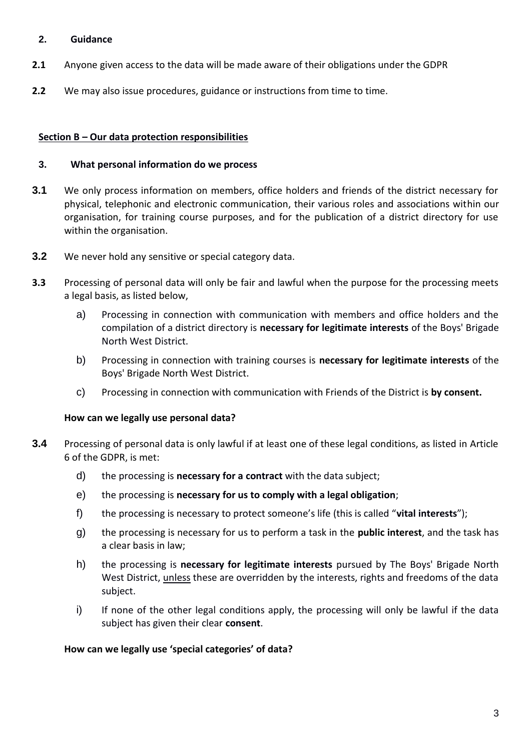## 2. Guidance

**2.1** Anyone given access to the data will be made aware of their obligations under the GDPR

**2.2** We may also issue procedures, guidance or instructions from time to time.

## Section B – Our data protection responsibilities

### 3. What personal information do we process

**3.1** We only process information on members, office holders and friends of the district necessary for physical, telephonic and electronic communication, their various roles and associations within our organisation, for training course purposes, and for the publication of a district directory for use within the organisation.

**3.2** We never hold any sensitive or special category data.

**3.3** Processing of personal data will only be fair and lawful when the purpose for the processing meets a legal basis, as listed below,

a) Processing in connection with communication with members and office holders and the compilation of a district directory is **necessary for legitimate interests** of the Boys' Brigade North West District.

b) Processing in connection with training courses is **necessary for legitimate interests** of the Boys' Brigade North West District.

c) Processing in connection with communication with Friends of the District is **by consent.**

**How can we legally use personal data?**

**3.4** Processing of personal data is only lawful if at least one of these legal conditions, as listed in Article 6 of the GDPR, is met:

d) the processing is **necessary for a contract** with the data subject;

e) the processing is **necessary for us to comply with a legal obligation**;

f) the processing is necessary to protect someone's life (this is called "**vital interests**");

g) the processing is necessary for us to perform a task in the **public interest**, and the task has a clear basis in law;

h) the processing is **necessary for legitimate interests** pursued by The Boys' Brigade North West District, unless these are overridden by the interests, rights and freedoms of the data subject.

i) If none of the other legal conditions apply, the processing will only be lawful if the data subject has given their clear **consent**.

**How can we legally use 'special categories' of data?**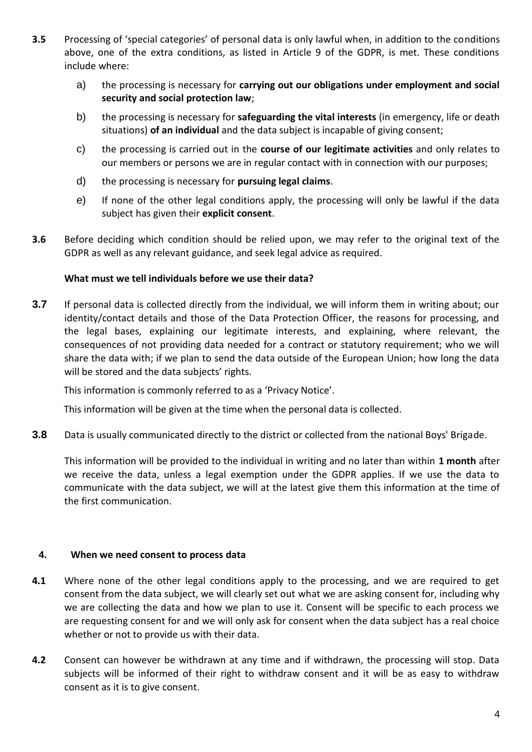**3.5** Processing of 'special categories' of personal data is only lawful when, in addition to the conditions above, one of the extra conditions, as listed in Article 9 of the GDPR, is met. These conditions include where:

a) the processing is necessary for **carrying out our obligations under employment and social security and social protection law**;

b) the processing is necessary for **safeguarding the vital interests** (in emergency, life or death situations) **of an individual** and the data subject is incapable of giving consent;

c) the processing is carried out in the **course of our legitimate activities** and only relates to our members or persons we are in regular contact with in connection with our purposes;

d) the processing is necessary for **pursuing legal claims**.

e) If none of the other legal conditions apply, the processing will only be lawful if the data subject has given their **explicit consent**.

**3.6** Before deciding which condition should be relied upon, we may refer to the original text of the GDPR as well as any relevant guidance, and seek legal advice as required.

**What must we tell individuals before we use their data?**

**3.7** If personal data is collected directly from the individual, we will inform them in writing about; our identity/contact details and those of the Data Protection Officer, the reasons for processing, and the legal bases, explaining our legitimate interests, and explaining, where relevant, the consequences of not providing data needed for a contract or statutory requirement; who we will share the data with; if we plan to send the data outside of the European Union; how long the data will be stored and the data subjects' rights.

This information is commonly referred to as a 'Privacy Notice'.

This information will be given at the time when the personal data is collected.

**3.8** Data is usually communicated directly to the district or collected from the national Boys' Brigade.

This information will be provided to the individual in writing and no later than within **1 month** after we receive the data, unless a legal exemption under the GDPR applies. If we use the data to communicate with the data subject, we will at the latest give them this information at the time of the first communication.

## 4. When we need consent to process data

**4.1** Where none of the other legal conditions apply to the processing, and we are required to get consent from the data subject, we will clearly set out what we are asking consent for, including why we are collecting the data and how we plan to use it. Consent will be specific to each process we are requesting consent for and we will only ask for consent when the data subject has a real choice whether or not to provide us with their data.

**4.2** Consent can however be withdrawn at any time and if withdrawn, the processing will stop. Data subjects will be informed of their right to withdraw consent and it will be as easy to withdraw consent as it is to give consent.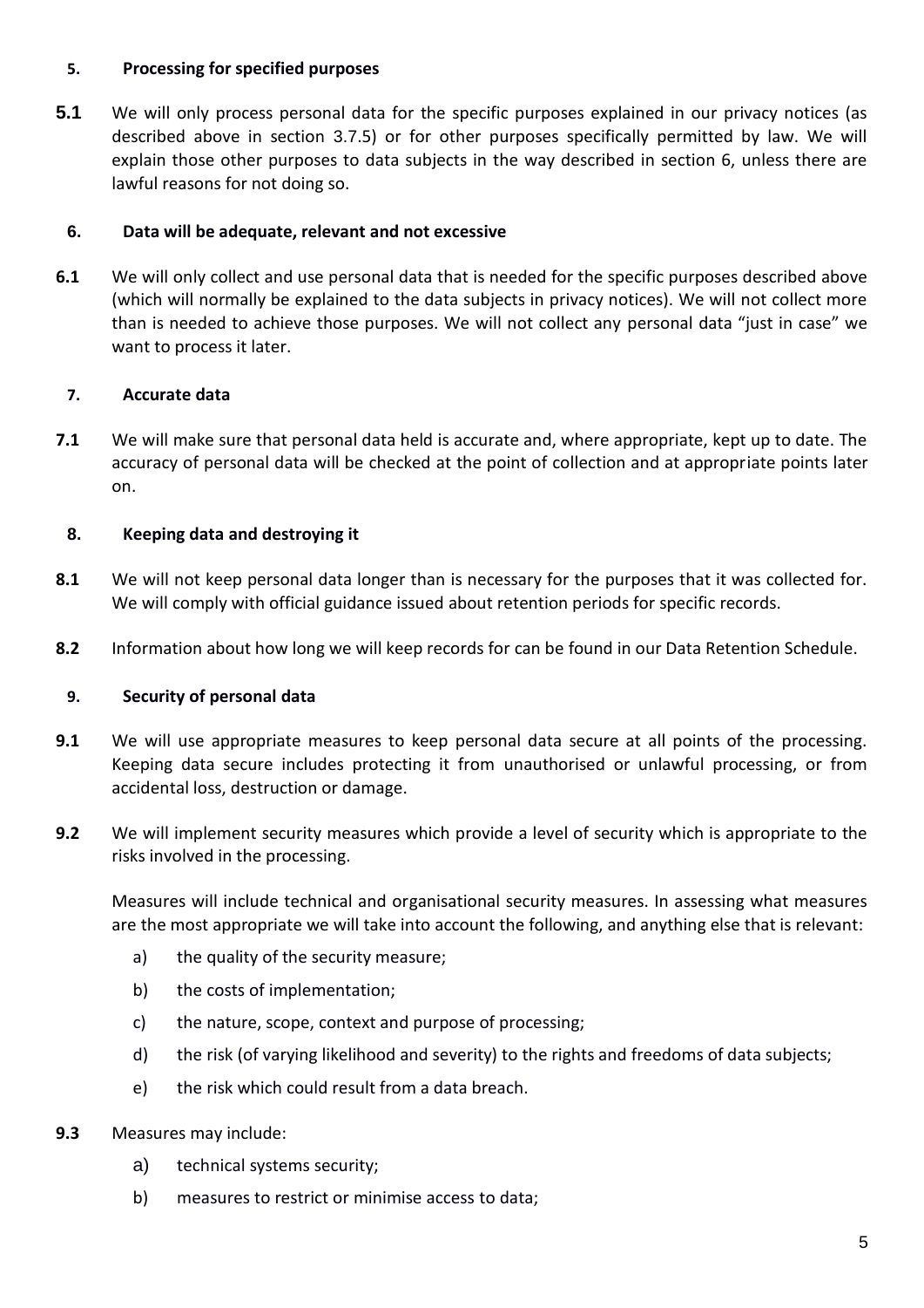## 5. Processing for specified purposes

**5.1** We will only process personal data for the specific purposes explained in our privacy notices (as described above in section 3.7.5) or for other purposes specifically permitted by law. We will explain those other purposes to data subjects in the way described in section 6, unless there are lawful reasons for not doing so.

## 6. Data will be adequate, relevant and not excessive

**6.1** We will only collect and use personal data that is needed for the specific purposes described above (which will normally be explained to the data subjects in privacy notices). We will not collect more than is needed to achieve those purposes. We will not collect any personal data "just in case" we want to process it later.

## 7. Accurate data

**7.1** We will make sure that personal data held is accurate and, where appropriate, kept up to date. The accuracy of personal data will be checked at the point of collection and at appropriate points later on.

## 8. Keeping data and destroying it

**8.1** We will not keep personal data longer than is necessary for the purposes that it was collected for. We will comply with official guidance issued about retention periods for specific records.

**8.2** Information about how long we will keep records for can be found in our Data Retention Schedule.

## 9. Security of personal data

**9.1** We will use appropriate measures to keep personal data secure at all points of the processing. Keeping data secure includes protecting it from unauthorised or unlawful processing, or from accidental loss, destruction or damage.

**9.2** We will implement security measures which provide a level of security which is appropriate to the risks involved in the processing.

Measures will include technical and organisational security measures. In assessing what measures are the most appropriate we will take into account the following, and anything else that is relevant:

a) the quality of the security measure;

b) the costs of implementation;

c) the nature, scope, context and purpose of processing;

d) the risk (of varying likelihood and severity) to the rights and freedoms of data subjects;

e) the risk which could result from a data breach.

**9.3** Measures may include:

a) technical systems security;

b) measures to restrict or minimise access to data;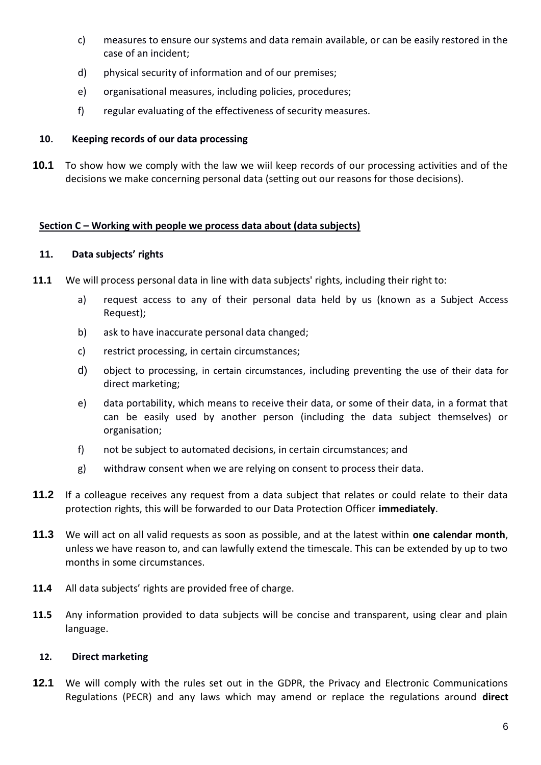c) measures to ensure our systems and data remain available, or can be easily restored in the case of an incident;

d) physical security of information and of our premises;

e) organisational measures, including policies, procedures;

f) regular evaluating of the effectiveness of security measures.

### 10. Keeping records of our data processing

**10.1** To show how we comply with the law we wiil keep records of our processing activities and of the decisions we make concerning personal data (setting out our reasons for those decisions).

## Section C – Working with people we process data about (data subjects)

### 11. Data subjects' rights

**11.1** We will process personal data in line with data subjects' rights, including their right to:

a) request access to any of their personal data held by us (known as a Subject Access Request);

b) ask to have inaccurate personal data changed;

c) restrict processing, in certain circumstances;

d) object to processing, in certain circumstances, including preventing the use of their data for direct marketing;

e) data portability, which means to receive their data, or some of their data, in a format that can be easily used by another person (including the data subject themselves) or organisation;

f) not be subject to automated decisions, in certain circumstances; and

g) withdraw consent when we are relying on consent to process their data.

**11.2** If a colleague receives any request from a data subject that relates or could relate to their data protection rights, this will be forwarded to our Data Protection Officer **immediately**.

**11.3** We will act on all valid requests as soon as possible, and at the latest within **one calendar month**, unless we have reason to, and can lawfully extend the timescale. This can be extended by up to two months in some circumstances.

**11.4** All data subjects' rights are provided free of charge.

**11.5** Any information provided to data subjects will be concise and transparent, using clear and plain language.

### 12. Direct marketing

**12.1** We will comply with the rules set out in the GDPR, the Privacy and Electronic Communications Regulations (PECR) and any laws which may amend or replace the regulations around **direct**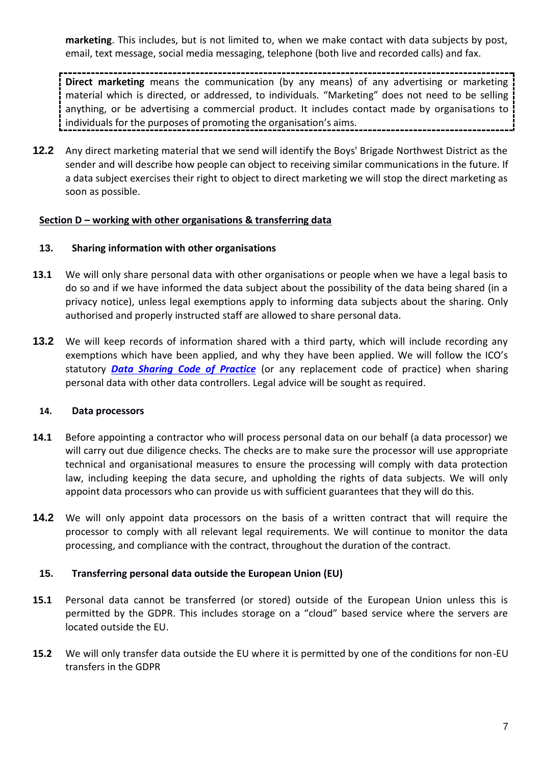**marketing**. This includes, but is not limited to, when we make contact with data subjects by post, email, text message, social media messaging, telephone (both live and recorded calls) and fax.

> **Direct marketing** means the communication (by any means) of any advertising or marketing material which is directed, or addressed, to individuals. "Marketing" does not need to be selling anything, or be advertising a commercial product. It includes contact made by organisations to individuals for the purposes of promoting the organisation's aims.

**12.2** Any direct marketing material that we send will identify the Boys' Brigade Northwest District as the sender and will describe how people can object to receiving similar communications in the future. If a data subject exercises their right to object to direct marketing we will stop the direct marketing as soon as possible.

## Section D – working with other organisations & transferring data

### 13. Sharing information with other organisations

**13.1** We will only share personal data with other organisations or people when we have a legal basis to do so and if we have informed the data subject about the possibility of the data being shared (in a privacy notice), unless legal exemptions apply to informing data subjects about the sharing. Only authorised and properly instructed staff are allowed to share personal data.

**13.2** We will keep records of information shared with a third party, which will include recording any exemptions which have been applied, and why they have been applied. We will follow the ICO's statutory ***Data Sharing Code of Practice*** (or any replacement code of practice) when sharing personal data with other data controllers. Legal advice will be sought as required.

### 14. Data processors

**14.1** Before appointing a contractor who will process personal data on our behalf (a data processor) we will carry out due diligence checks. The checks are to make sure the processor will use appropriate technical and organisational measures to ensure the processing will comply with data protection law, including keeping the data secure, and upholding the rights of data subjects. We will only appoint data processors who can provide us with sufficient guarantees that they will do this.

**14.2** We will only appoint data processors on the basis of a written contract that will require the processor to comply with all relevant legal requirements. We will continue to monitor the data processing, and compliance with the contract, throughout the duration of the contract.

### 15. Transferring personal data outside the European Union (EU)

**15.1** Personal data cannot be transferred (or stored) outside of the European Union unless this is permitted by the GDPR. This includes storage on a "cloud" based service where the servers are located outside the EU.

**15.2** We will only transfer data outside the EU where it is permitted by one of the conditions for non-EU transfers in the GDPR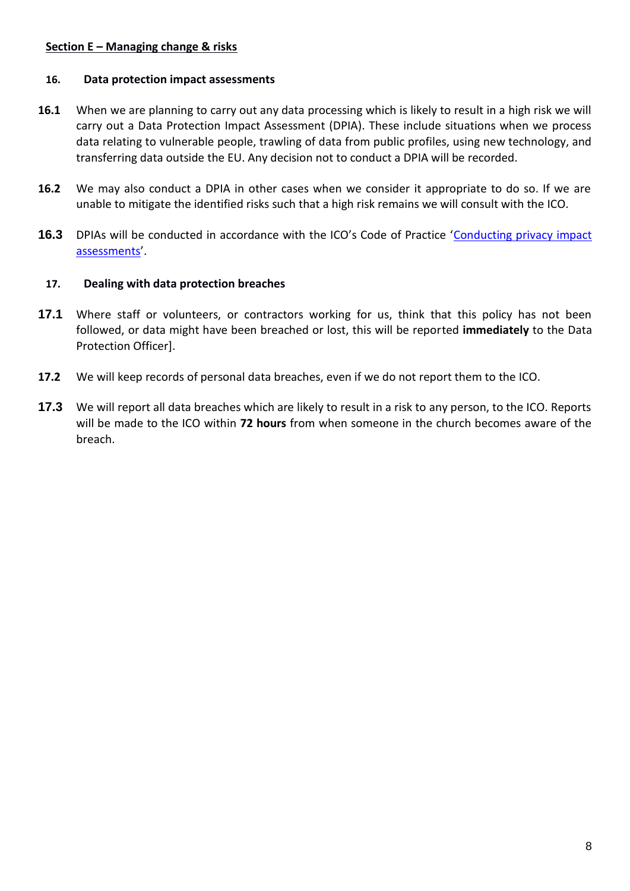**Section E – Managing change & risks**

**16. Data protection impact assessments**

**16.1** When we are planning to carry out any data processing which is likely to result in a high risk we will carry out a Data Protection Impact Assessment (DPIA). These include situations when we process data relating to vulnerable people, trawling of data from public profiles, using new technology, and transferring data outside the EU. Any decision not to conduct a DPIA will be recorded.

**16.2** We may also conduct a DPIA in other cases when we consider it appropriate to do so. If we are unable to mitigate the identified risks such that a high risk remains we will consult with the ICO.

**16.3** DPIAs will be conducted in accordance with the ICO's Code of Practice 'Conducting privacy impact assessments'.

**17. Dealing with data protection breaches**

**17.1** Where staff or volunteers, or contractors working for us, think that this policy has not been followed, or data might have been breached or lost, this will be reported **immediately** to the Data Protection Officer].

**17.2** We will keep records of personal data breaches, even if we do not report them to the ICO.

**17.3** We will report all data breaches which are likely to result in a risk to any person, to the ICO. Reports will be made to the ICO within **72 hours** from when someone in the church becomes aware of the breach.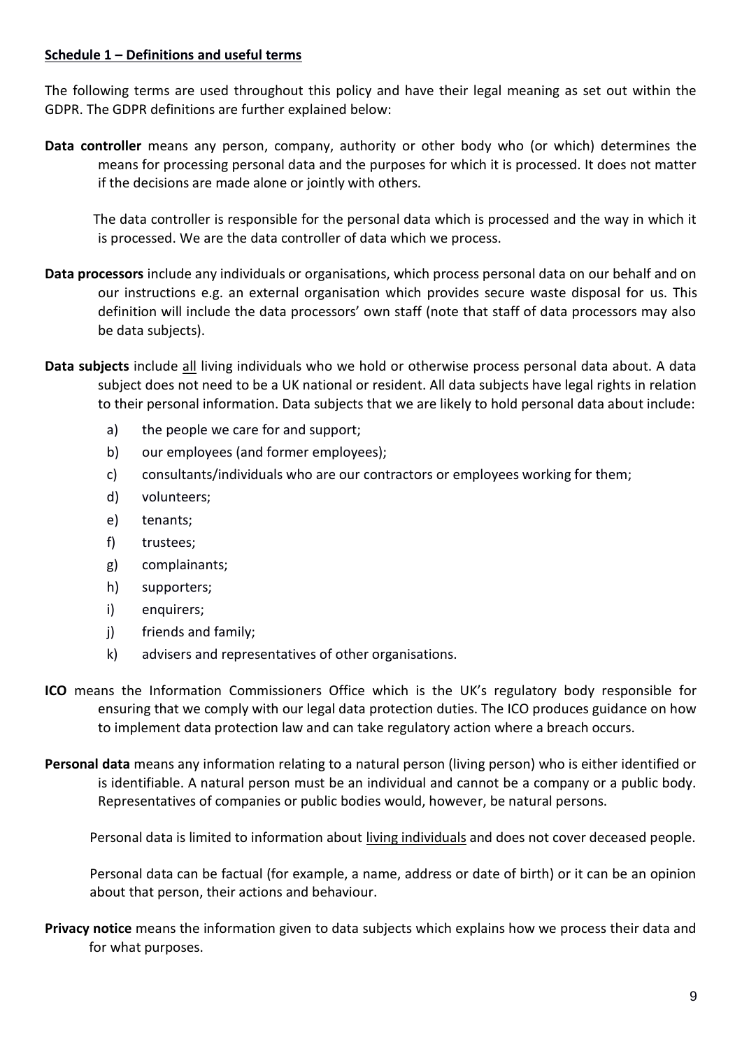## Schedule 1 – Definitions and useful terms

The following terms are used throughout this policy and have their legal meaning as set out within the GDPR. The GDPR definitions are further explained below:

**Data controller** means any person, company, authority or other body who (or which) determines the means for processing personal data and the purposes for which it is processed. It does not matter if the decisions are made alone or jointly with others.

The data controller is responsible for the personal data which is processed and the way in which it is processed. We are the data controller of data which we process.

**Data processors** include any individuals or organisations, which process personal data on our behalf and on our instructions e.g. an external organisation which provides secure waste disposal for us. This definition will include the data processors' own staff (note that staff of data processors may also be data subjects).

**Data subjects** include <u>all</u> living individuals who we hold or otherwise process personal data about. A data subject does not need to be a UK national or resident. All data subjects have legal rights in relation to their personal information. Data subjects that we are likely to hold personal data about include:

a) the people we care for and support;
b) our employees (and former employees);
c) consultants/individuals who are our contractors or employees working for them;
d) volunteers;
e) tenants;
f) trustees;
g) complainants;
h) supporters;
i) enquirers;
j) friends and family;
k) advisers and representatives of other organisations.

**ICO** means the Information Commissioners Office which is the UK's regulatory body responsible for ensuring that we comply with our legal data protection duties. The ICO produces guidance on how to implement data protection law and can take regulatory action where a breach occurs.

**Personal data** means any information relating to a natural person (living person) who is either identified or is identifiable. A natural person must be an individual and cannot be a company or a public body. Representatives of companies or public bodies would, however, be natural persons.

Personal data is limited to information about <u>living individuals</u> and does not cover deceased people.

Personal data can be factual (for example, a name, address or date of birth) or it can be an opinion about that person, their actions and behaviour.

**Privacy notice** means the information given to data subjects which explains how we process their data and for what purposes.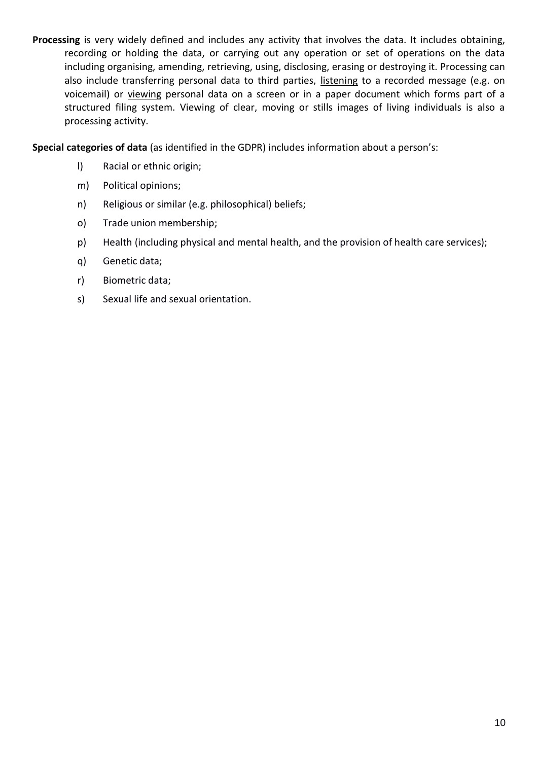**Processing** is very widely defined and includes any activity that involves the data. It includes obtaining, recording or holding the data, or carrying out any operation or set of operations on the data including organising, amending, retrieving, using, disclosing, erasing or destroying it. Processing can also include transferring personal data to third parties, <u>listening</u> to a recorded message (e.g. on voicemail) or <u>viewing</u> personal data on a screen or in a paper document which forms part of a structured filing system. Viewing of clear, moving or stills images of living individuals is also a processing activity.

**Special categories of data** (as identified in the GDPR) includes information about a person's:

l) Racial or ethnic origin;

m) Political opinions;

n) Religious or similar (e.g. philosophical) beliefs;

o) Trade union membership;

p) Health (including physical and mental health, and the provision of health care services);

q) Genetic data;

r) Biometric data;

s) Sexual life and sexual orientation.